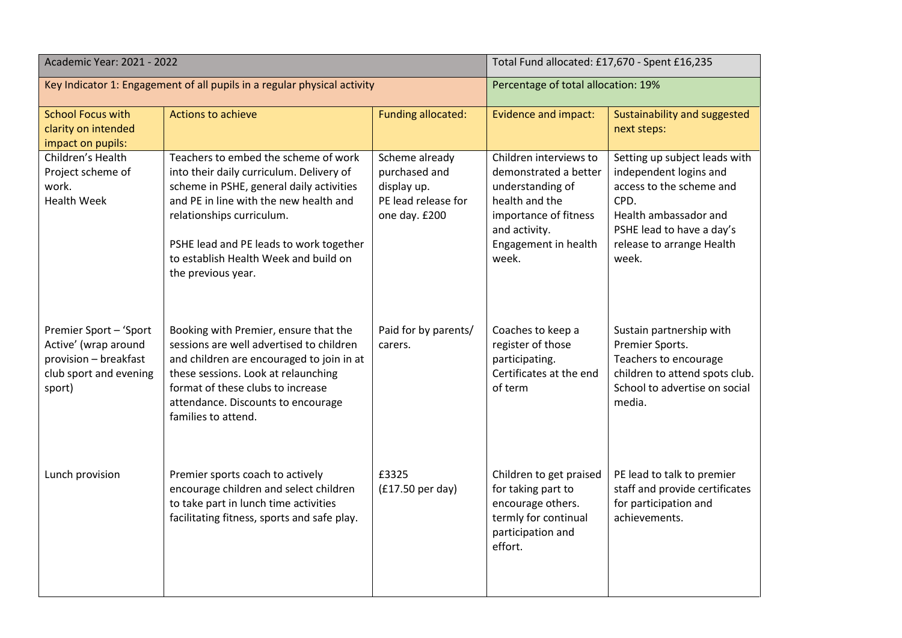| Academic Year: 2021 - 2022 | | | Total Fund allocated: £17,670 - Spent £16,235 | |
|---|---|---|---|---|
| Key Indicator 1: Engagement of all pupils in a regular physical activity | | | Percentage of total allocation: 19% | |
| School Focus with clarity on intended impact on pupils: | Actions to achieve | Funding allocated: | Evidence and impact: | Sustainability and suggested next steps: |
| Children's Health Project scheme of work.<br>Health Week | Teachers to embed the scheme of work into their daily curriculum. Delivery of scheme in PSHE, general daily activities and PE in line with the new health and relationships curriculum.<br><br>PSHE lead and PE leads to work together to establish Health Week and build on the previous year. | Scheme already purchased and display up.<br>PE lead release for one day. £200 | Children interviews to demonstrated a better understanding of health and the importance of fitness and activity.<br>Engagement in health week. | Setting up subject leads with independent logins and access to the scheme and CPD.<br>Health ambassador and PSHE lead to have a day's release to arrange Health week. |
| Premier Sport – 'Sport Active' (wrap around provision – breakfast club sport and evening sport) | Booking with Premier, ensure that the sessions are well advertised to children and children are encouraged to join in at these sessions. Look at relaunching format of these clubs to increase attendance. Discounts to encourage families to attend. | Paid for by parents/ carers. | Coaches to keep a register of those participating.<br>Certificates at the end of term | Sustain partnership with Premier Sports.<br>Teachers to encourage children to attend spots club.<br>School to advertise on social media. |
| Lunch provision | Premier sports coach to actively encourage children and select children to take part in lunch time activities facilitating fitness, sports and safe play. | £3325<br>(£17.50 per day) | Children to get praised for taking part to encourage others.<br>termly for continual participation and effort. | PE lead to talk to premier staff and provide certificates for participation and achievements. |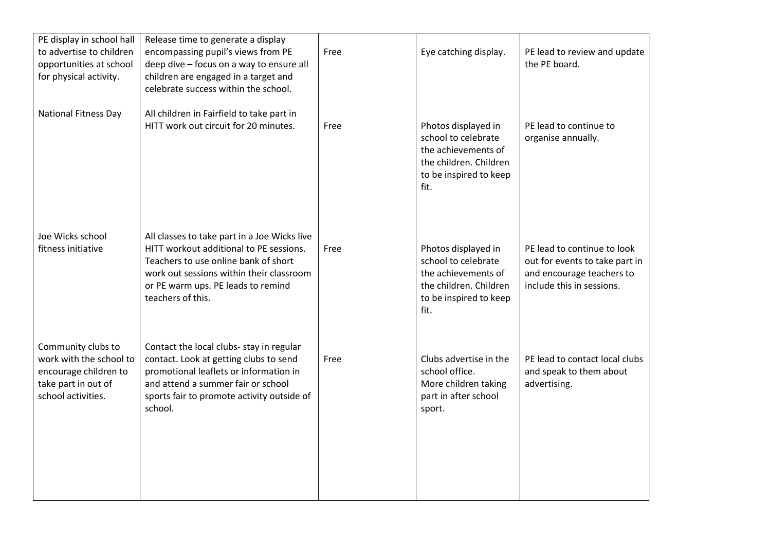| | | | | |
|---|---|---|---|---|
| PE display in school hall to advertise to children opportunities at school for physical activity. | Release time to generate a display encompassing pupil's views from PE deep dive – focus on a way to ensure all children are engaged in a target and celebrate success within the school. | Free | Eye catching display. | PE lead to review and update the PE board. |
| National Fitness Day | All children in Fairfield to take part in HITT work out circuit for 20 minutes. | Free | Photos displayed in school to celebrate the achievements of the children. Children to be inspired to keep fit. | PE lead to continue to organise annually. |
| Joe Wicks school fitness initiative | All classes to take part in a Joe Wicks live HITT workout additional to PE sessions. Teachers to use online bank of short work out sessions within their classroom or PE warm ups. PE leads to remind teachers of this. | Free | Photos displayed in school to celebrate the achievements of the children. Children to be inspired to keep fit. | PE lead to continue to look out for events to take part in and encourage teachers to include this in sessions. |
| Community clubs to work with the school to encourage children to take part in out of school activities. | Contact the local clubs- stay in regular contact. Look at getting clubs to send promotional leaflets or information in and attend a summer fair or school sports fair to promote activity outside of school. | Free | Clubs advertise in the school office.<br>More children taking part in after school sport. | PE lead to contact local clubs and speak to them about advertising. |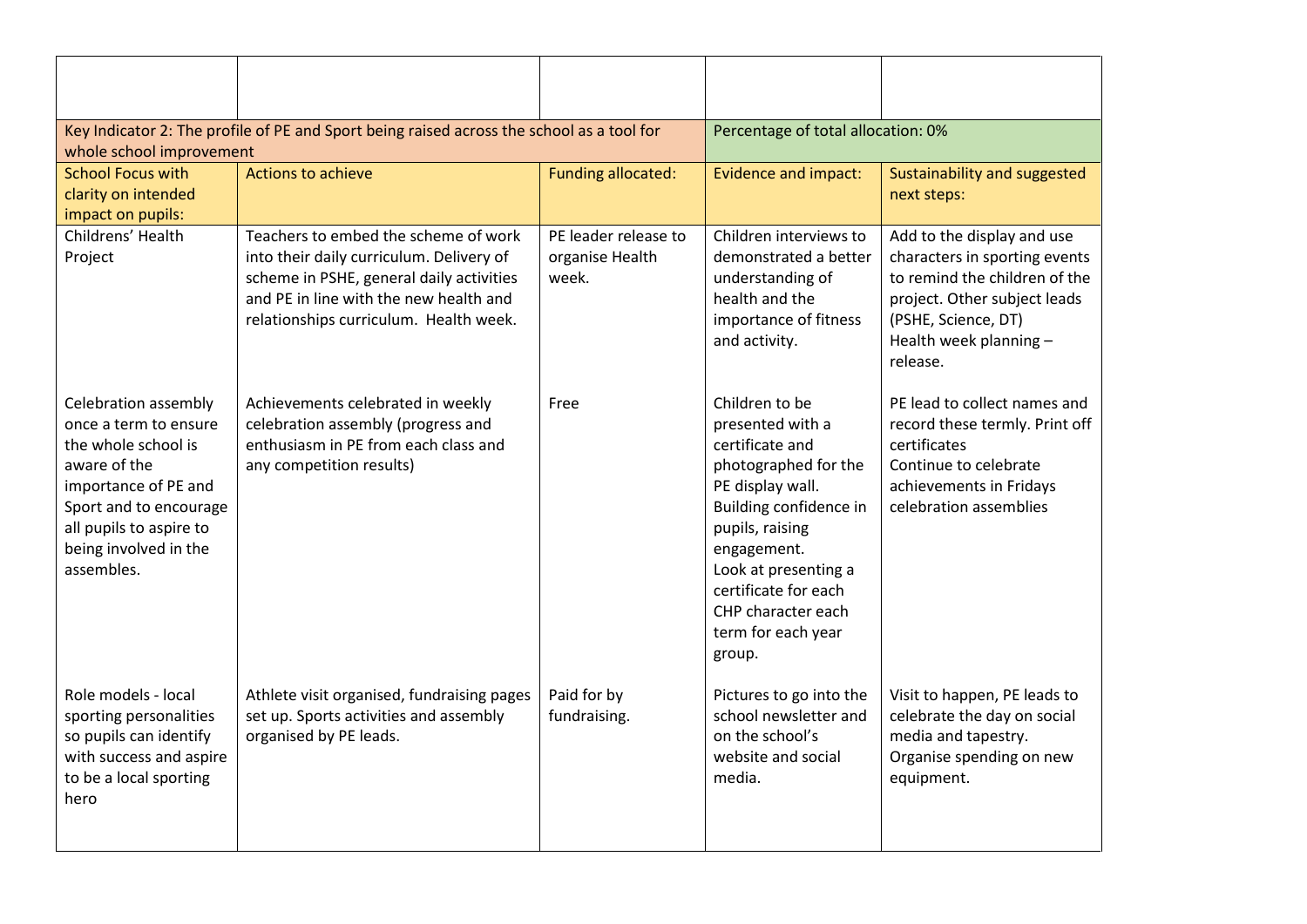| | | | | |
|---|---|---|---|---|
| Key Indicator 2: The profile of PE and Sport being raised across the school as a tool for whole school improvement | | | Percentage of total allocation: 0% | |
| School Focus with clarity on intended impact on pupils: | Actions to achieve | Funding allocated: | Evidence and impact: | Sustainability and suggested next steps: |
| Childrens' Health Project | Teachers to embed the scheme of work into their daily curriculum. Delivery of scheme in PSHE, general daily activities and PE in line with the new health and relationships curriculum. Health week. | PE leader release to organise Health week. | Children interviews to demonstrated a better understanding of health and the importance of fitness and activity. | Add to the display and use characters in sporting events to remind the children of the project. Other subject leads (PSHE, Science, DT)<br>Health week planning – release. |
| Celebration assembly once a term to ensure the whole school is aware of the importance of PE and Sport and to encourage all pupils to aspire to being involved in the assembles. | Achievements celebrated in weekly celebration assembly (progress and enthusiasm in PE from each class and any competition results) | Free | Children to be presented with a certificate and photographed for the PE display wall.<br>Building confidence in pupils, raising engagement.<br>Look at presenting a certificate for each CHP character each term for each year group. | PE lead to collect names and record these termly. Print off certificates<br>Continue to celebrate achievements in Fridays celebration assemblies |
| Role models - local sporting personalities so pupils can identify with success and aspire to be a local sporting hero | Athlete visit organised, fundraising pages set up. Sports activities and assembly organised by PE leads. | Paid for by fundraising. | Pictures to go into the school newsletter and on the school's website and social media. | Visit to happen, PE leads to celebrate the day on social media and tapestry.<br>Organise spending on new equipment. |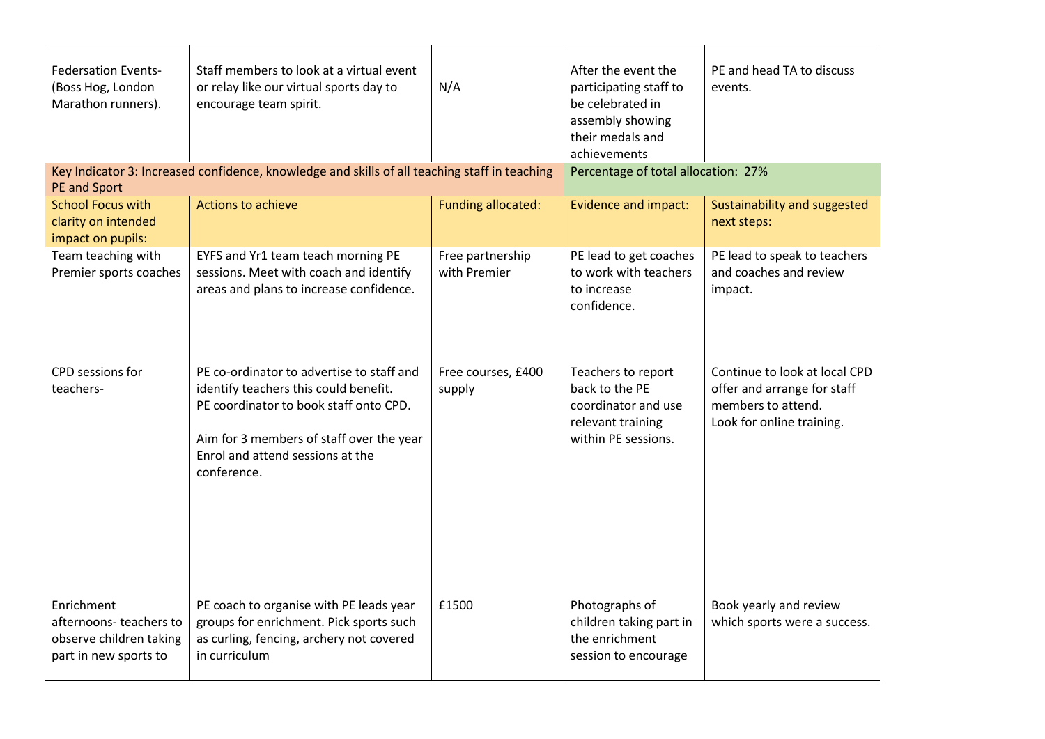| | | | | |
|---|---|---|---|---|
| Federsation Events- (Boss Hog, London Marathon runners). | Staff members to look at a virtual event or relay like our virtual sports day to encourage team spirit. | N/A | After the event the participating staff to be celebrated in assembly showing their medals and achievements | PE and head TA to discuss events. |
| Key Indicator 3: Increased confidence, knowledge and skills of all teaching staff in teaching PE and Sport | | | Percentage of total allocation: 27% | |
| School Focus with clarity on intended impact on pupils: | Actions to achieve | Funding allocated: | Evidence and impact: | Sustainability and suggested next steps: |
| Team teaching with Premier sports coaches | EYFS and Yr1 team teach morning PE sessions. Meet with coach and identify areas and plans to increase confidence. | Free partnership with Premier | PE lead to get coaches to work with teachers to increase confidence. | PE lead to speak to teachers and coaches and review impact. |
| CPD sessions for teachers- | PE co-ordinator to advertise to staff and identify teachers this could benefit. PE coordinator to book staff onto CPD. <br><br> Aim for 3 members of staff over the year Enrol and attend sessions at the conference. | Free courses, £400 supply | Teachers to report back to the PE coordinator and use relevant training within PE sessions. | Continue to look at local CPD offer and arrange for staff members to attend. Look for online training. |
| Enrichment afternoons- teachers to observe children taking part in new sports to | PE coach to organise with PE leads year groups for enrichment. Pick sports such as curling, fencing, archery not covered in curriculum | £1500 | Photographs of children taking part in the enrichment session to encourage | Book yearly and review which sports were a success. |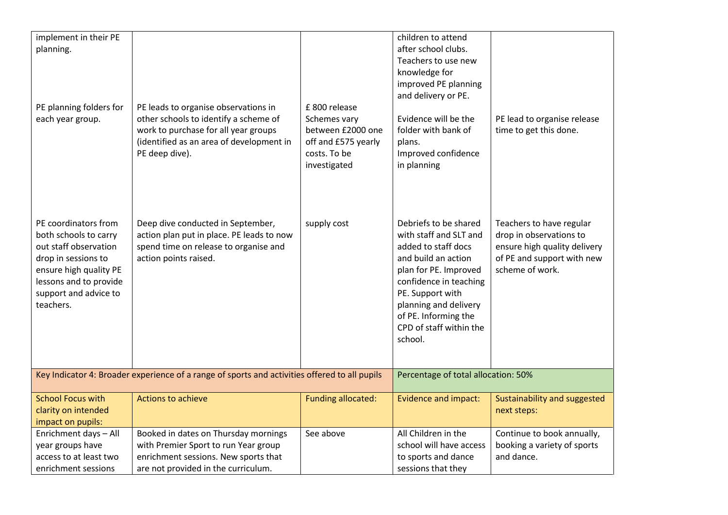| | | | | |
|---|---|---|---|---|
| implement in their PE planning. | | | children to attend after school clubs. Teachers to use new knowledge for improved PE planning and delivery or PE. | |
| PE planning folders for each year group. | PE leads to organise observations in other schools to identify a scheme of work to purchase for all year groups (identified as an area of development in PE deep dive). | £ 800 release Schemes vary between £2000 one off and £575 yearly costs. To be investigated | Evidence will be the folder with bank of plans. Improved confidence in planning | PE lead to organise release time to get this done. |
| PE coordinators from both schools to carry out staff observation drop in sessions to ensure high quality PE lessons and to provide support and advice to teachers. | Deep dive conducted in September, action plan put in place. PE leads to now spend time on release to organise and action points raised. | supply cost | Debriefs to be shared with staff and SLT and added to staff docs and build an action plan for PE. Improved confidence in teaching PE. Support with planning and delivery of PE. Informing the CPD of staff within the school. | Teachers to have regular drop in observations to ensure high quality delivery of PE and support with new scheme of work. |
| Key Indicator 4: Broader experience of a range of sports and activities offered to all pupils | | | Percentage of total allocation: 50% | |
| School Focus with clarity on intended impact on pupils: | Actions to achieve | Funding allocated: | Evidence and impact: | Sustainability and suggested next steps: |
| Enrichment days – All year groups have access to at least two enrichment sessions | Booked in dates on Thursday mornings with Premier Sport to run Year group enrichment sessions. New sports that are not provided in the curriculum. | See above | All Children in the school will have access to sports and dance sessions that they | Continue to book annually, booking a variety of sports and dance. |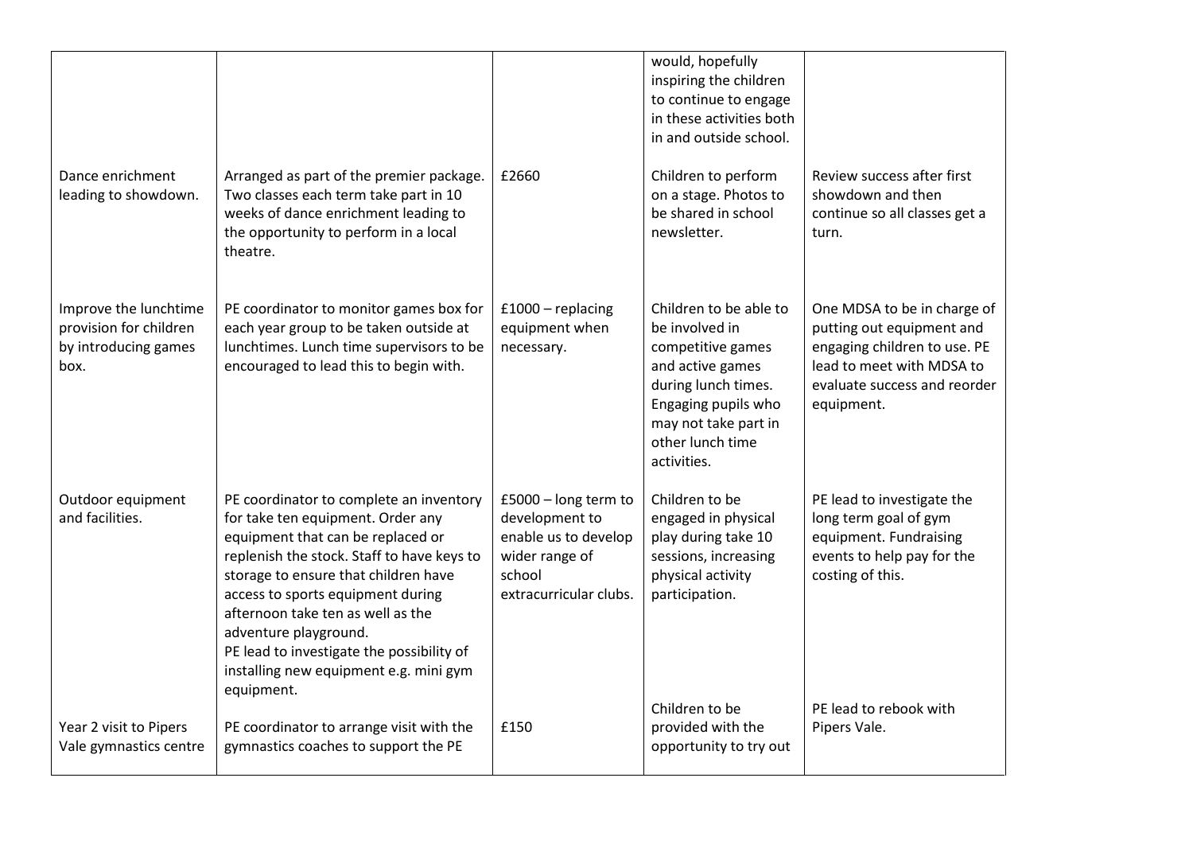| | | | | |
|---|---|---|---|---|
| | | | would, hopefully inspiring the children to continue to engage in these activities both in and outside school. | |
| Dance enrichment leading to showdown. | Arranged as part of the premier package. Two classes each term take part in 10 weeks of dance enrichment leading to the opportunity to perform in a local theatre. | £2660 | Children to perform on a stage. Photos to be shared in school newsletter. | Review success after first showdown and then continue so all classes get a turn. |
| Improve the lunchtime provision for children by introducing games box. | PE coordinator to monitor games box for each year group to be taken outside at lunchtimes. Lunch time supervisors to be encouraged to lead this to begin with. | £1000 – replacing equipment when necessary. | Children to be able to be involved in competitive games and active games during lunch times. Engaging pupils who may not take part in other lunch time activities. | One MDSA to be in charge of putting out equipment and engaging children to use. PE lead to meet with MDSA to evaluate success and reorder equipment. |
| Outdoor equipment and facilities. | PE coordinator to complete an inventory for take ten equipment. Order any equipment that can be replaced or replenish the stock. Staff to have keys to storage to ensure that children have access to sports equipment during afternoon take ten as well as the adventure playground.<br>PE lead to investigate the possibility of installing new equipment e.g. mini gym equipment. | £5000 – long term to development to enable us to develop wider range of school extracurricular clubs. | Children to be engaged in physical play during take 10 sessions, increasing physical activity participation. | PE lead to investigate the long term goal of gym equipment. Fundraising events to help pay for the costing of this. |
| Year 2 visit to Pipers Vale gymnastics centre | PE coordinator to arrange visit with the gymnastics coaches to support the PE | £150 | Children to be provided with the opportunity to try out | PE lead to rebook with Pipers Vale. |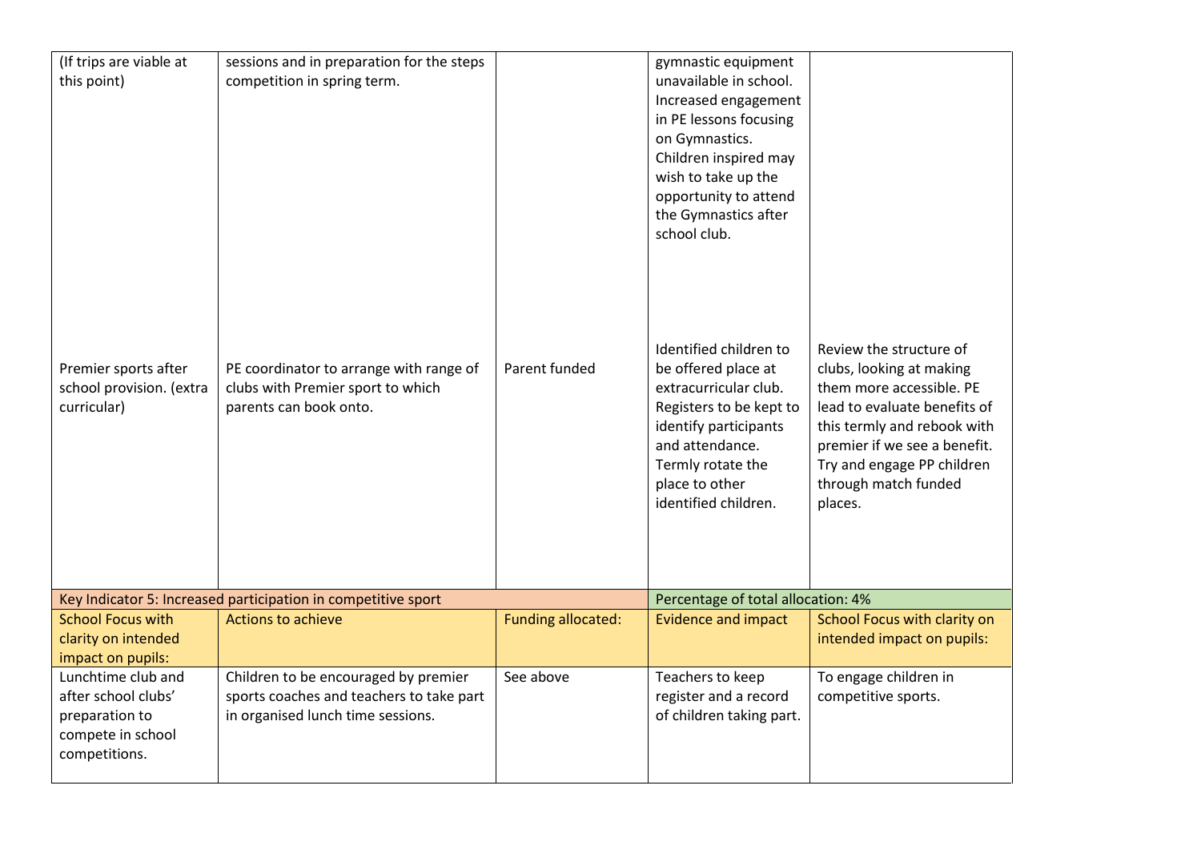| | | | | |
|---|---|---|---|---|
| (If trips are viable at this point) | sessions and in preparation for the steps competition in spring term. | | gymnastic equipment unavailable in school. Increased engagement in PE lessons focusing on Gymnastics. Children inspired may wish to take up the opportunity to attend the Gymnastics after school club. | |
| Premier sports after school provision. (extra curricular) | PE coordinator to arrange with range of clubs with Premier sport to which parents can book onto. | Parent funded | Identified children to be offered place at extracurricular club. Registers to be kept to identify participants and attendance. Termly rotate the place to other identified children. | Review the structure of clubs, looking at making them more accessible. PE lead to evaluate benefits of this termly and rebook with premier if we see a benefit. Try and engage PP children through match funded places. |

| Key Indicator 5: Increased participation in competitive sport | | | Percentage of total allocation: 4% | |
|---|---|---|---|---|
| School Focus with clarity on intended impact on pupils: | Actions to achieve | Funding allocated: | Evidence and impact | School Focus with clarity on intended impact on pupils: |
| Lunchtime club and after school clubs' preparation to compete in school competitions. | Children to be encouraged by premier sports coaches and teachers to take part in organised lunch time sessions. | See above | Teachers to keep register and a record of children taking part. | To engage children in competitive sports. |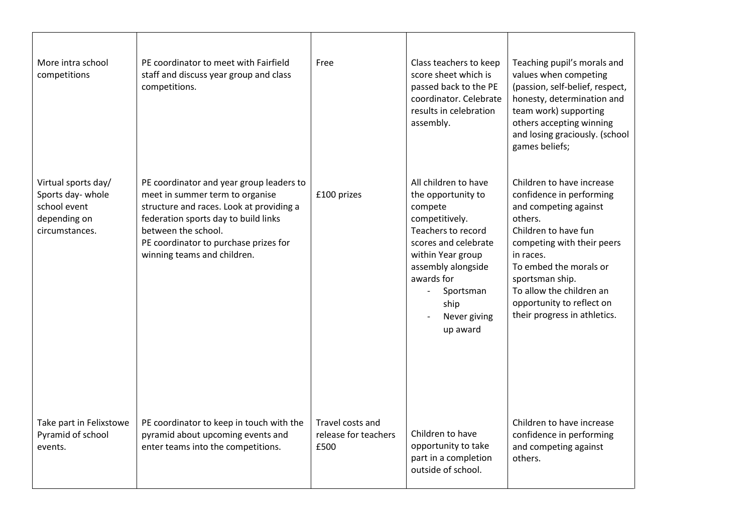| | | | | |
|---|---|---|---|---|
| More intra school competitions | PE coordinator to meet with Fairfield staff and discuss year group and class competitions. | Free | Class teachers to keep score sheet which is passed back to the PE coordinator. Celebrate results in celebration assembly. | Teaching pupil's morals and values when competing (passion, self-belief, respect, honesty, determination and team work) supporting others accepting winning and losing graciously. (school games beliefs; |
| Virtual sports day/ Sports day- whole school event depending on circumstances. | PE coordinator and year group leaders to meet in summer term to organise structure and races. Look at providing a federation sports day to build links between the school.<br>PE coordinator to purchase prizes for winning teams and children. | £100 prizes | All children to have the opportunity to compete competitively.<br>Teachers to record scores and celebrate within Year group assembly alongside awards for<br>- Sportsman ship<br>- Never giving up award | Children to have increase confidence in performing and competing against others.<br>Children to have fun competing with their peers in races.<br>To embed the morals or sportsman ship.<br>To allow the children an opportunity to reflect on their progress in athletics. |
| Take part in Felixstowe Pyramid of school events. | PE coordinator to keep in touch with the pyramid about upcoming events and enter teams into the competitions. | Travel costs and release for teachers £500 | Children to have opportunity to take part in a completion outside of school. | Children to have increase confidence in performing and competing against others. |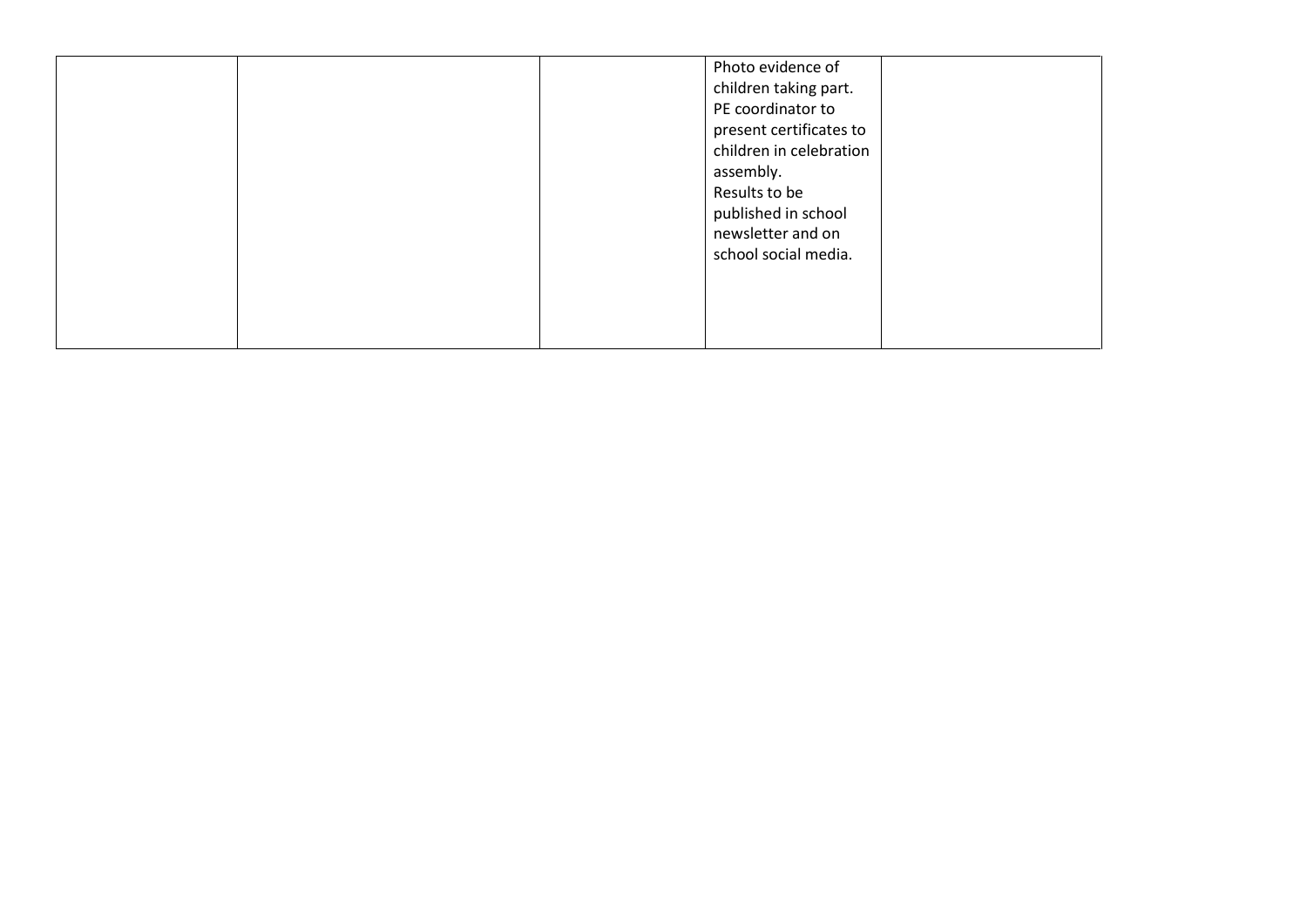| | | | | |
|---|---|---|---|---|
| | | | Photo evidence of children taking part. PE coordinator to present certificates to children in celebration assembly. Results to be published in school newsletter and on school social media. | |